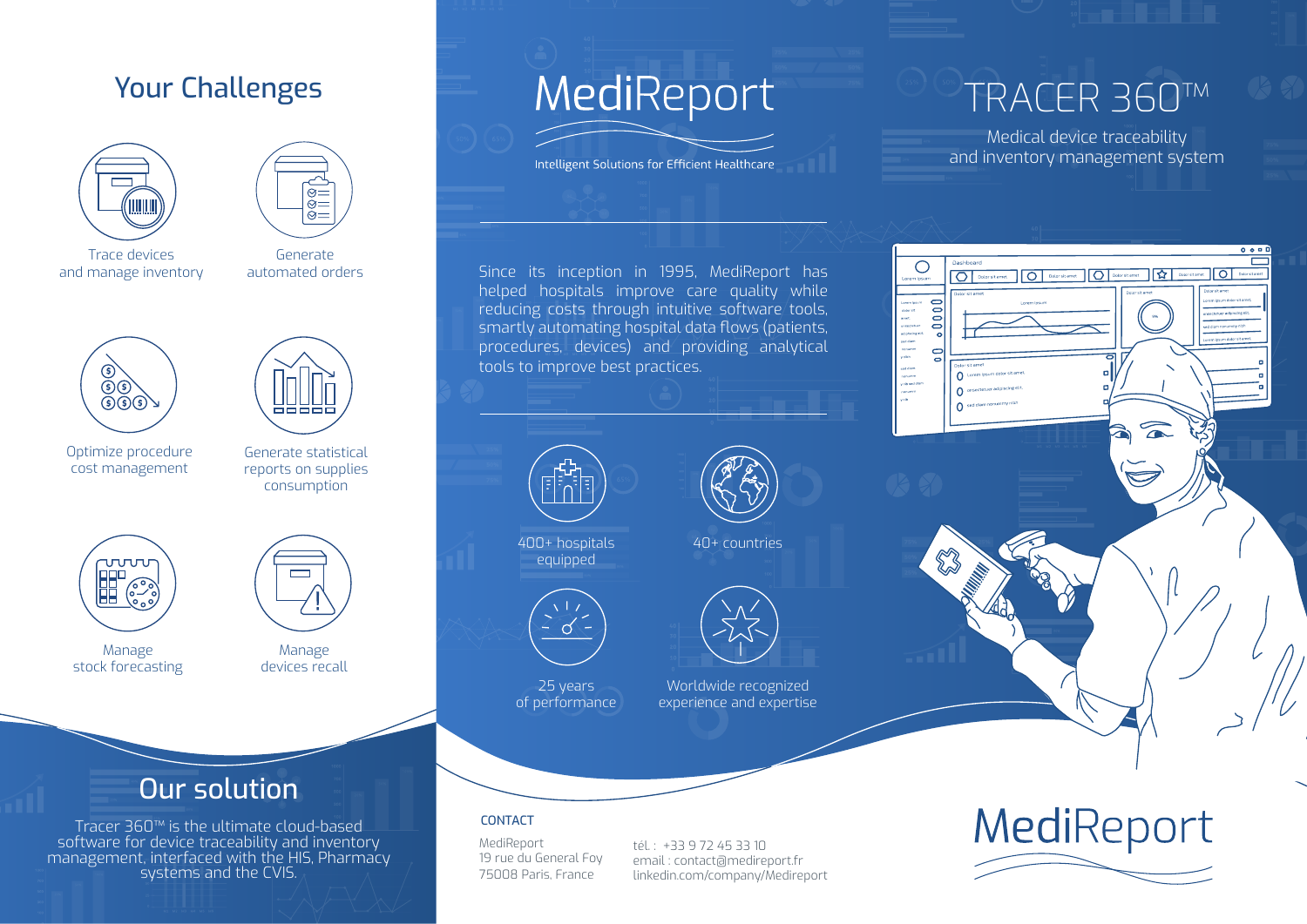## Your Challenges

- Trace devices and manage inventory
- Generate automated orders
- Optimize procedure cost management
- Generate statistical reports on supplies consumption
- Manage stock forecasting
- Manage devices recall

## Our solution

Tracer 360™ is the ultimate cloud-based software for device traceability and inventory management, interfaced with the HIS, Pharmacy systems and the CVIS.

# MediReport

Intelligent Solutions for Efficient Healthcare

Since its inception in 1995, MediReport has helped hospitals improve care quality while reducing costs through intuitive software tools, smartly automating hospital data flows (patients, procedures, devices) and providing analytical tools to improve best practices.

- 400+ hospitals equipped
- 40+ countries
- 25 years of performance
- Worldwide recognized experience and expertise

### CONTACT

MediReport
19 rue du General Foy
75008 Paris, France

tél : +33 9 72 45 33 10
email : contact@medireport.fr
linkedin.com/company/Medireport

# TRACER 360™

Medical device traceability and inventory management system

MediReport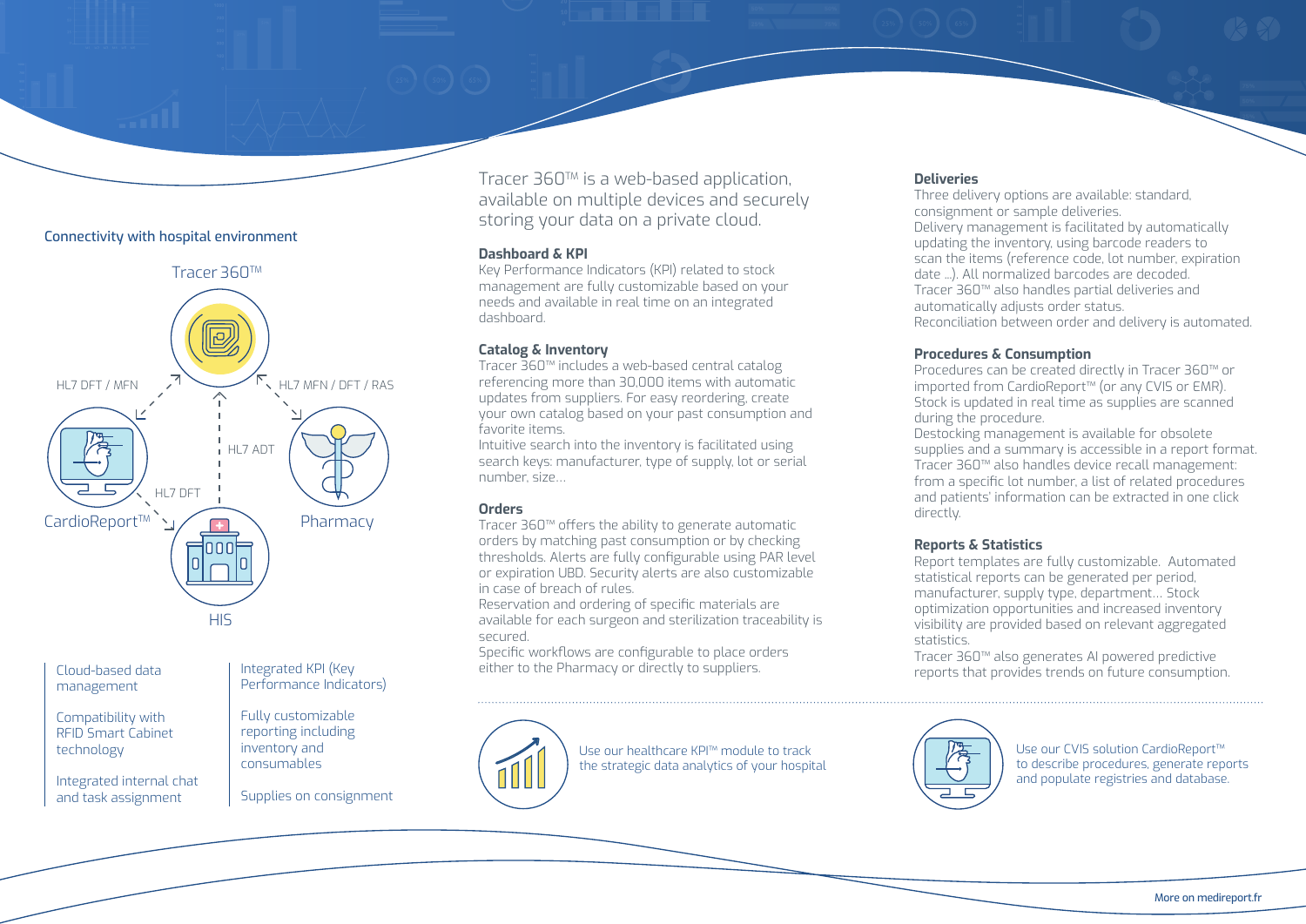## Connectivity with hospital environment

Tracer 360™

HL7 DFT / MFN

HL7 MFN / DFT / RAS

HL7 ADT

HL7 DFT

CardioReport™

Pharmacy

HIS

- Cloud-based data management
- Compatibility with RFID Smart Cabinet technology
- Integrated internal chat and task assignment
- Integrated KPI (Key Performance Indicators)
- Fully customizable reporting including inventory and consumables
- Supplies on consignment

Tracer 360™ is a web-based application, available on multiple devices and securely storing your data on a private cloud.

### Dashboard & KPI

Key Performance Indicators (KPI) related to stock management are fully customizable based on your needs and available in real time on an integrated dashboard.

### Catalog & Inventory

Tracer 360™ includes a web-based central catalog referencing more than 30,000 items with automatic updates from suppliers. For easy reordering, create your own catalog based on your past consumption and favorite items.
Intuitive search into the inventory is facilitated using search keys: manufacturer, type of supply, lot or serial number, size…

### Orders

Tracer 360™ offers the ability to generate automatic orders by matching past consumption or by checking thresholds. Alerts are fully configurable using PAR level or expiration UBD. Security alerts are also customizable in case of breach of rules.
Reservation and ordering of specific materials are available for each surgeon and sterilization traceability is secured.
Specific workflows are configurable to place orders either to the Pharmacy or directly to suppliers.

### Deliveries

Three delivery options are available: standard, consignment or sample deliveries.
Delivery management is facilitated by automatically updating the inventory, using barcode readers to scan the items (reference code, lot number, expiration date …). All normalized barcodes are decoded.
Tracer 360™ also handles partial deliveries and automatically adjusts order status.
Reconciliation between order and delivery is automated.

### Procedures & Consumption

Procedures can be created directly in Tracer 360™ or imported from CardioReport™ (or any CVIS or EMR).
Stock is updated in real time as supplies are scanned during the procedure.
Destocking management is available for obsolete supplies and a summary is accessible in a report format.
Tracer 360™ also handles device recall management: from a specific lot number, a list of related procedures and patients' information can be extracted in one click directly.

### Reports & Statistics

Report templates are fully customizable. Automated statistical reports can be generated per period, manufacturer, supply type, department… Stock optimization opportunities and increased inventory visibility are provided based on relevant aggregated statistics.
Tracer 360™ also generates AI powered predictive reports that provides trends on future consumption.

Use our healthcare KPI™ module to track the strategic data analytics of your hospital

Use our CVIS solution CardioReport™ to describe procedures, generate reports and populate registries and database.

More on medireport.fr